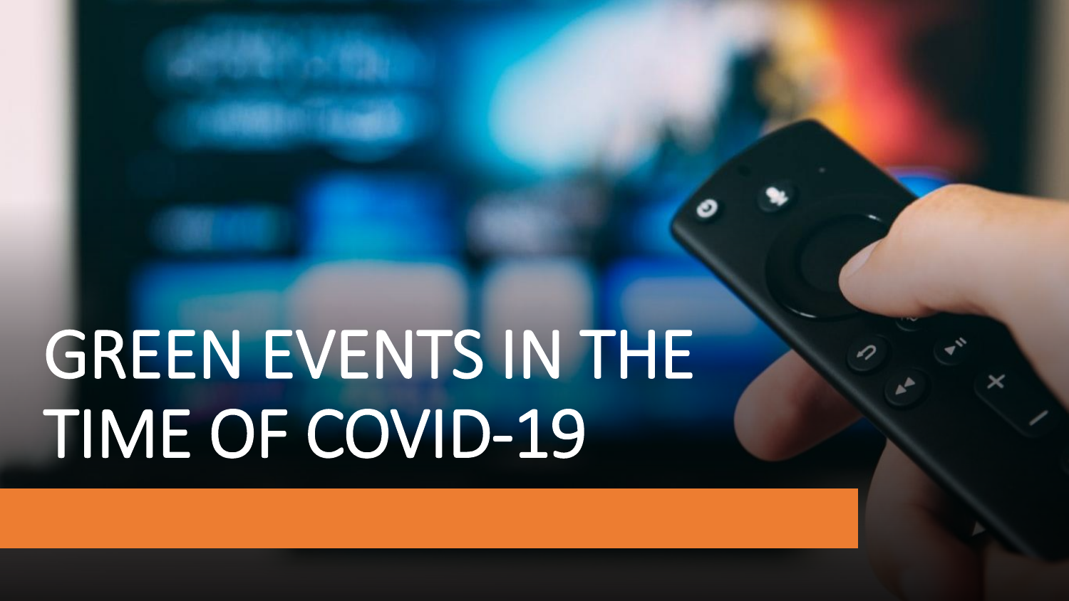# GREEN EVENTS IN THE TIME OF COVID-19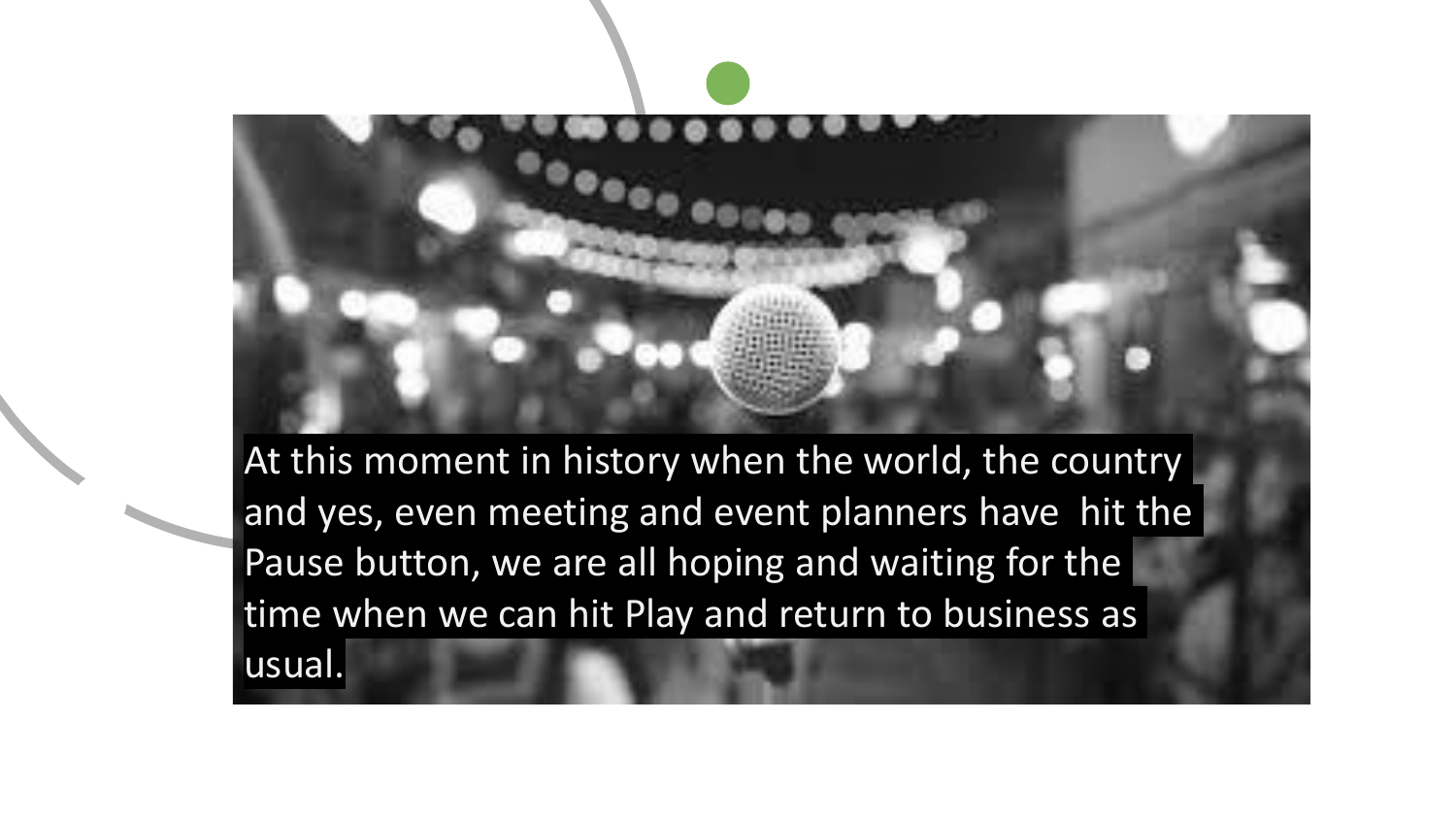At this moment in history when the world, the country and yes, even meeting and event planners have hit the Pause button, we are all hoping and waiting for the time when we can hit Play and return to business as usual.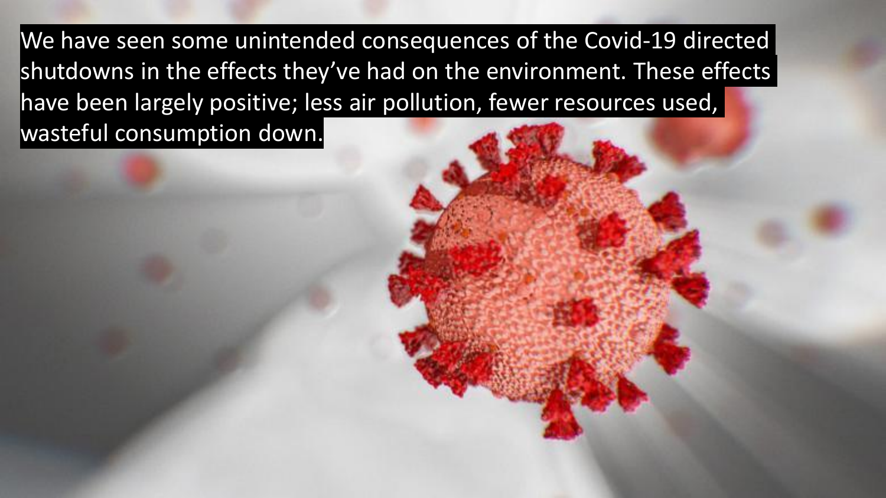We have seen some unintended consequences of the Covid-19 directed shutdowns in the effects they've had on the environment. These effects have been largely positive; less air pollution, fewer resources used, wasteful consumption down.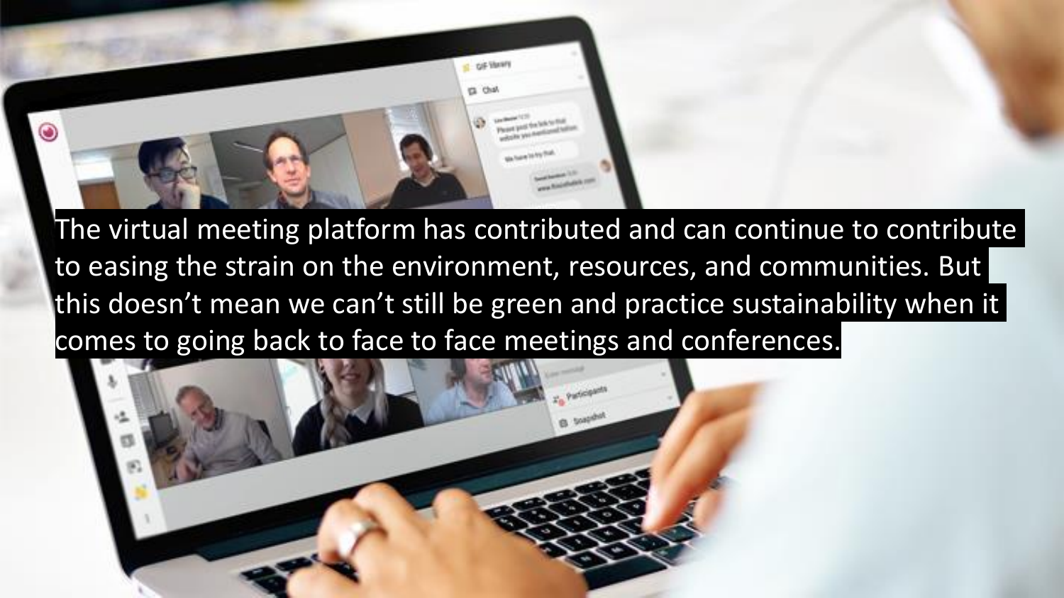The virtual meeting platform has contributed and can continue to contribute to easing the strain on the environment, resources, and communities. But this doesn't mean we can't still be green and practice sustainability when it comes to going back to face to face meetings and conferences.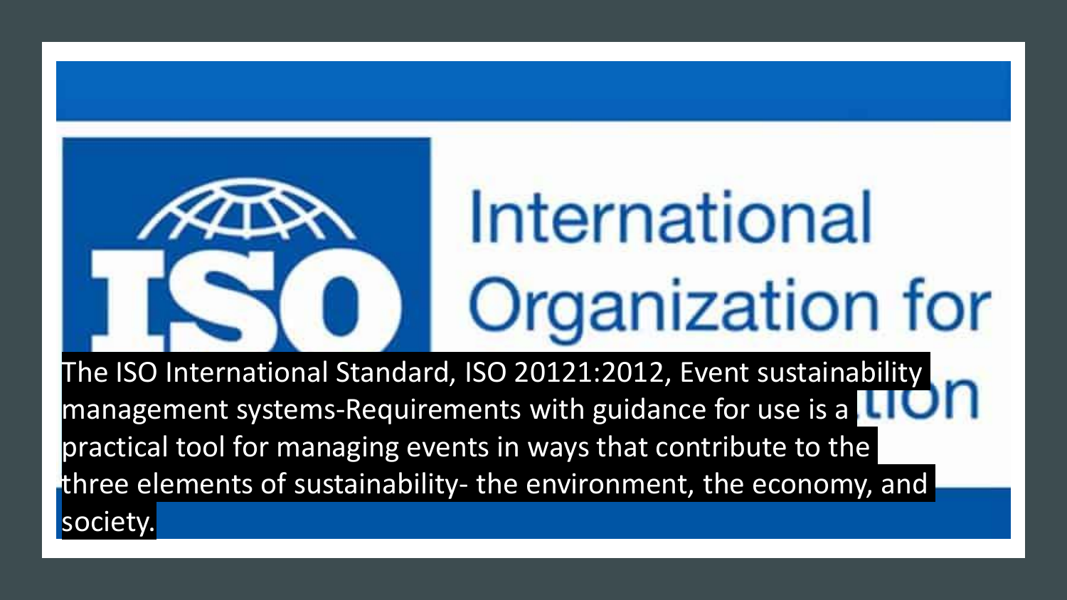The ISO International Standard, ISO 20121:2012, Event sustainability management systems-Requirements with guidance for use is a practical tool for managing events in ways that contribute to the three elements of sustainability- the environment, the economy, and society.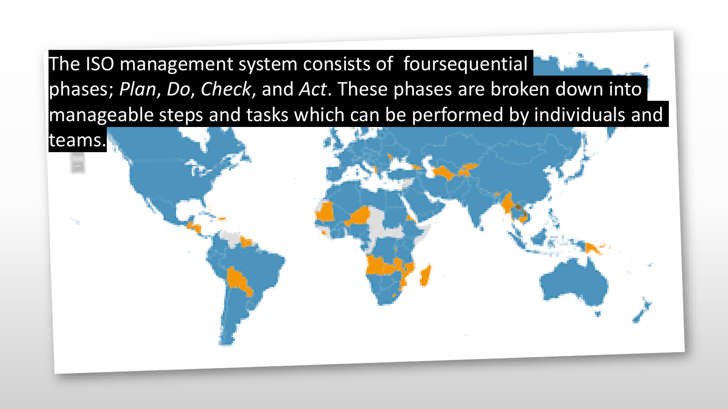The ISO management system consists of foursequential phases; *Plan*, *Do*, *Check*, and *Act*. These phases are broken down into manageable steps and tasks which can be performed by individuals and teams.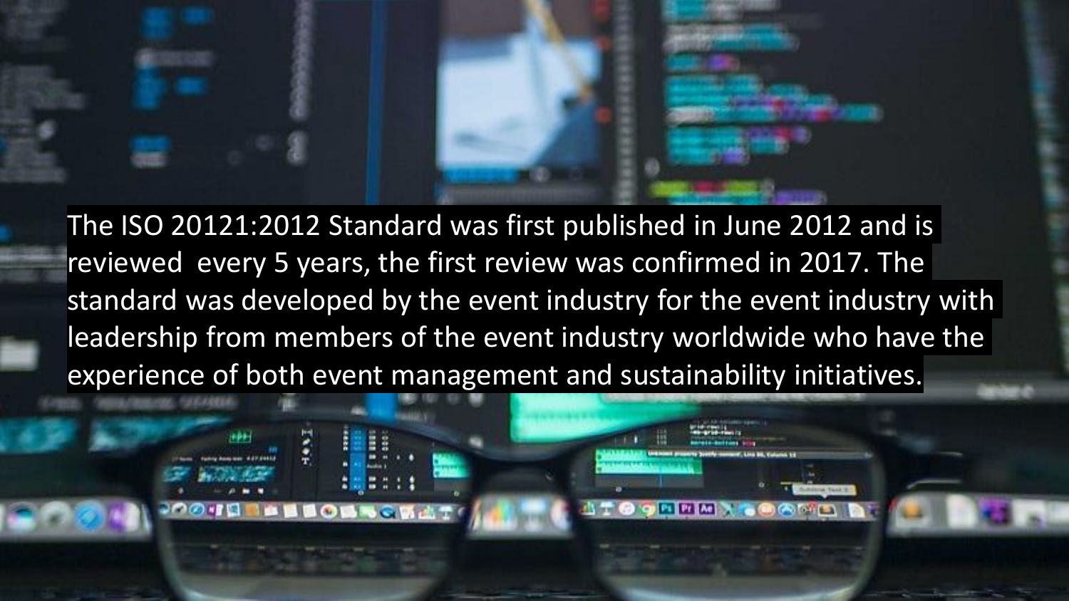The ISO 20121:2012 Standard was first published in June 2012 and is reviewed every 5 years, the first review was confirmed in 2017. The standard was developed by the event industry for the event industry with leadership from members of the event industry worldwide who have the experience of both event management and sustainability initiatives.